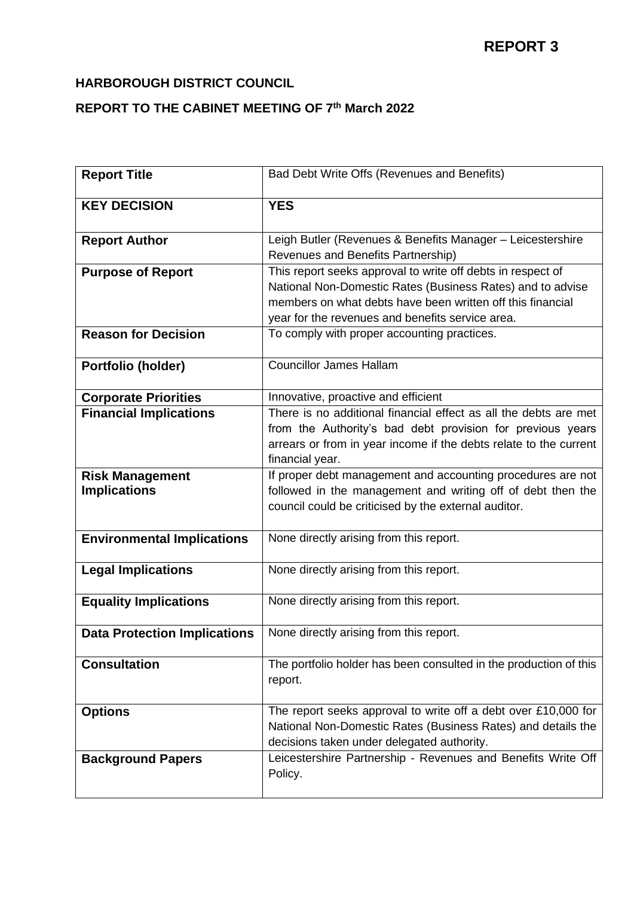**REPORT 3**

**HARBOROUGH DISTRICT COUNCIL**

**REPORT TO THE CABINET MEETING OF 7th March 2022**

| **Report Title** | Bad Debt Write Offs (Revenues and Benefits) |
|---|---|
| **KEY DECISION** | **YES** |
| **Report Author** | Leigh Butler (Revenues & Benefits Manager – Leicestershire Revenues and Benefits Partnership) |
| **Purpose of Report** | This report seeks approval to write off debts in respect of National Non-Domestic Rates (Business Rates) and to advise members on what debts have been written off this financial year for the revenues and benefits service area. |
| **Reason for Decision** | To comply with proper accounting practices. |
| **Portfolio (holder)** | Councillor James Hallam |
| **Corporate Priorities** | Innovative, proactive and efficient |
| **Financial Implications** | There is no additional financial effect as all the debts are met from the Authority's bad debt provision for previous years arrears or from in year income if the debts relate to the current financial year. |
| **Risk Management Implications** | If proper debt management and accounting procedures are not followed in the management and writing off of debt then the council could be criticised by the external auditor. |
| **Environmental Implications** | None directly arising from this report. |
| **Legal Implications** | None directly arising from this report. |
| **Equality Implications** | None directly arising from this report. |
| **Data Protection Implications** | None directly arising from this report. |
| **Consultation** | The portfolio holder has been consulted in the production of this report. |
| **Options** | The report seeks approval to write off a debt over £10,000 for National Non-Domestic Rates (Business Rates) and details the decisions taken under delegated authority. |
| **Background Papers** | Leicestershire Partnership - Revenues and Benefits Write Off Policy. |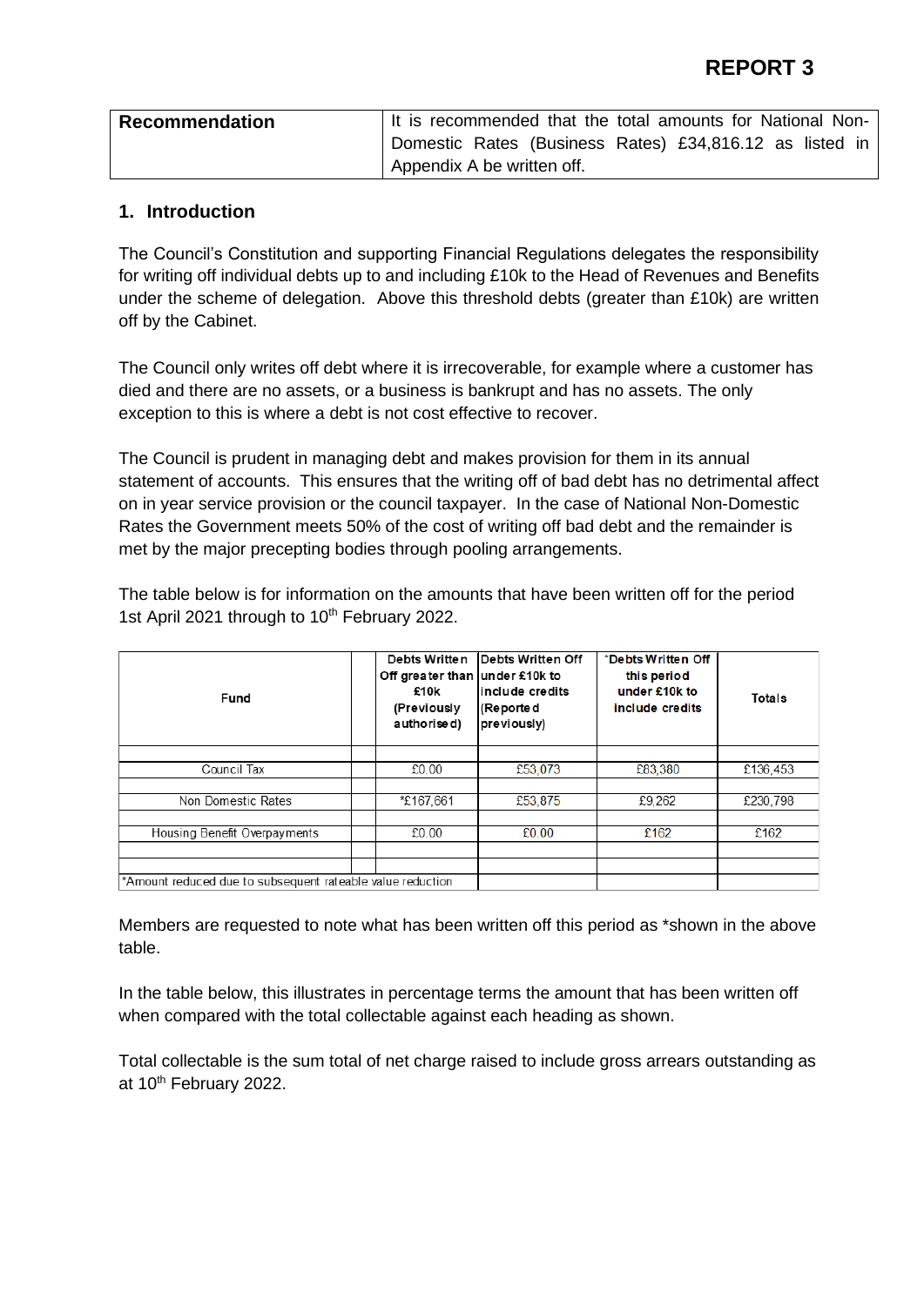# REPORT 3

| Recommendation | It is recommended that the total amounts for National Non-Domestic Rates (Business Rates) £34,816.12 as listed in Appendix A be written off. |
|---|---|

## 1. Introduction

The Council's Constitution and supporting Financial Regulations delegates the responsibility for writing off individual debts up to and including £10k to the Head of Revenues and Benefits under the scheme of delegation. Above this threshold debts (greater than £10k) are written off by the Cabinet.

The Council only writes off debt where it is irrecoverable, for example where a customer has died and there are no assets, or a business is bankrupt and has no assets. The only exception to this is where a debt is not cost effective to recover.

The Council is prudent in managing debt and makes provision for them in its annual statement of accounts. This ensures that the writing off of bad debt has no detrimental affect on in year service provision or the council taxpayer. In the case of National Non-Domestic Rates the Government meets 50% of the cost of writing off bad debt and the remainder is met by the major precepting bodies through pooling arrangements.

The table below is for information on the amounts that have been written off for the period 1st April 2021 through to 10th February 2022.

| Fund | | Debts Written Off greater than £10k (Previously authorised) | Debts Written Off under £10k to include credits (Reported previously) | *Debts Written Off this period under £10k to include credits | Totals |
|---|---|---|---|---|---|
| Council Tax | | £0.00 | £53,073 | £83,380 | £136,453 |
| Non Domestic Rates | | *£167,661 | £53,875 | £9,262 | £230,798 |
| Housing Benefit Overpayments | | £0.00 | £0.00 | £162 | £162 |
| *Amount reduced due to subsequent rateable value reduction | | | | | |

Members are requested to note what has been written off this period as *shown in the above table.

In the table below, this illustrates in percentage terms the amount that has been written off when compared with the total collectable against each heading as shown.

Total collectable is the sum total of net charge raised to include gross arrears outstanding as at 10th February 2022.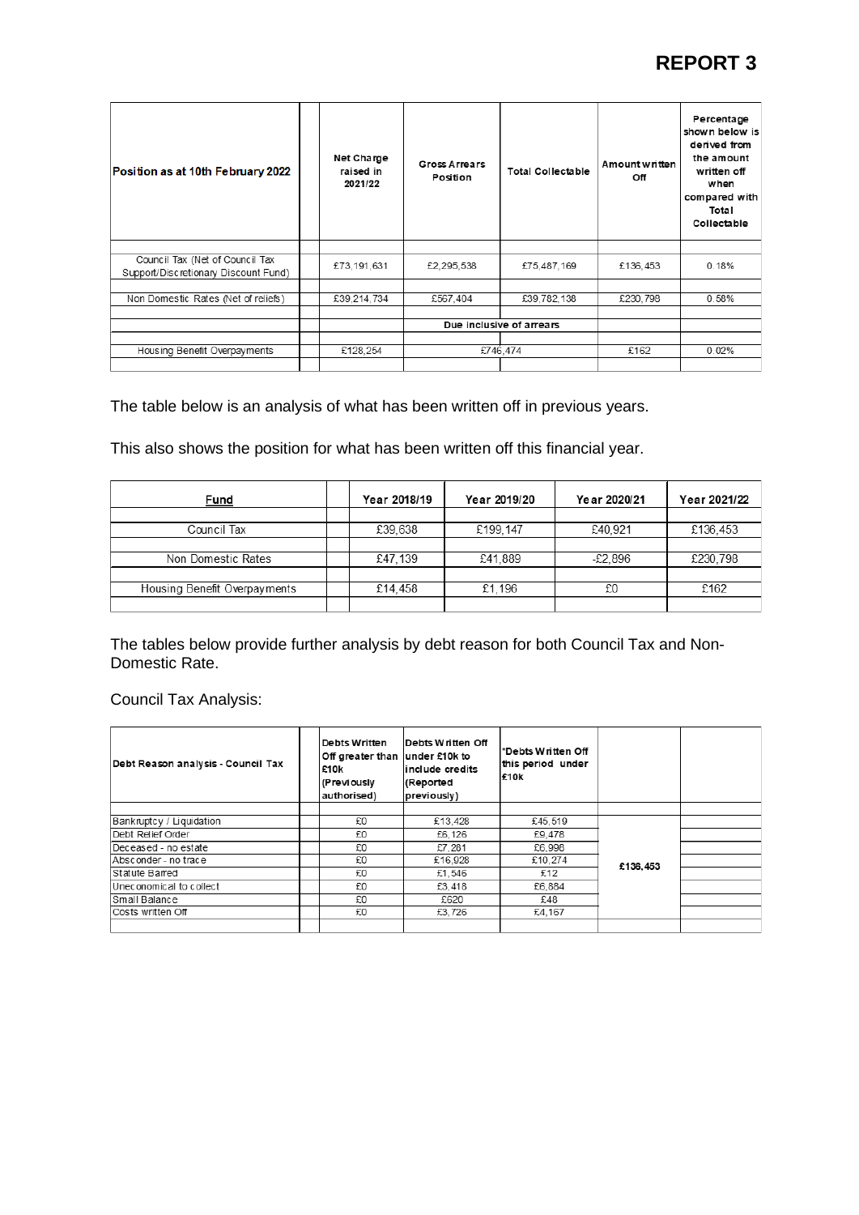# REPORT 3

| Position as at 10th February 2022 | Net Charge raised in 2021/22 | Gross Arrears Position | Total Collectable | Amount written Off | Percentage shown below is derived from the amount written off when compared with Total Collectable |
|---|---|---|---|---|---|
| Council Tax (Net of Council Tax Support/Discretionary Discount Fund) | £73,191,631 | £2,295,538 | £75,487,169 | £136,453 | 0.18% |
| Non Domestic Rates (Net of reliefs) | £39,214,734 | £567,404 | £39,782,138 | £230,798 | 0.58% |
| | | Due inclusive of arrears | | | |
| Housing Benefit Overpayments | £128,254 | £746,474 | | £162 | 0.02% |

The table below is an analysis of what has been written off in previous years.

This also shows the position for what has been written off this financial year.

| Fund | Year 2018/19 | Year 2019/20 | Year 2020/21 | Year 2021/22 |
|---|---|---|---|---|
| Council Tax | £39,638 | £199,147 | £40,921 | £136,453 |
| Non Domestic Rates | £47,139 | £41,889 | -£2,896 | £230,798 |
| Housing Benefit Overpayments | £14,458 | £1,196 | £0 | £162 |

The tables below provide further analysis by debt reason for both Council Tax and Non-Domestic Rate.

Council Tax Analysis:

| Debt Reason analysis - Council Tax | Debts Written Off greater than £10k (Previously authorised) | Debts Written Off under £10k to include credits (Reported previously) | *Debts Written Off this period under £10k | | |
|---|---|---|---|---|---|
| Bankruptcy / Liquidation | £0 | £13,428 | £45,519 | £136,453 | |
| Debt Relief Order | £0 | £6,126 | £9,478 | | |
| Deceased - no estate | £0 | £7,281 | £6,998 | | |
| Absconder - no trace | £0 | £16,928 | £10,274 | | |
| Statute Barred | £0 | £1,546 | £12 | | |
| Uneconomical to collect | £0 | £3,418 | £6,884 | | |
| Small Balance | £0 | £620 | £48 | | |
| Costs written Off | £0 | £3,726 | £4,167 | | |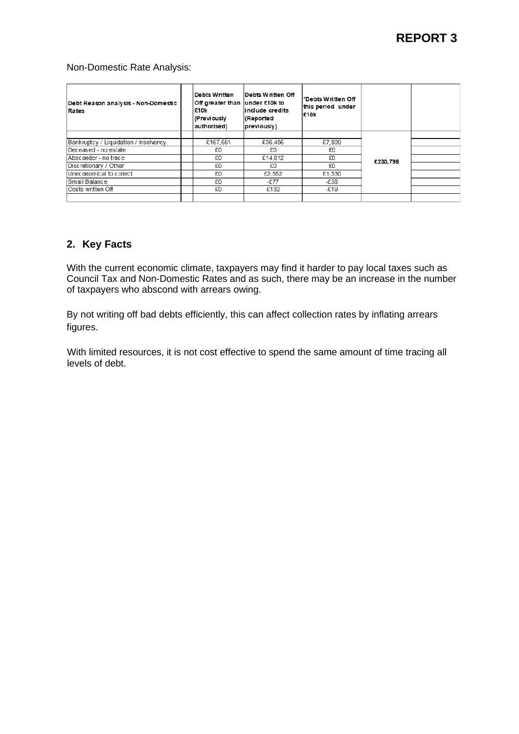# REPORT 3

Non-Domestic Rate Analysis:

| Debt Reason analysis - Non-Domestic Rates | | Debts Written Off greater than £10k (Previously authorised) | Debts Written Off under £10k to include credits (Reported previously) | *Debts Written Off this period under £10k | | |
|---|---|---|---|---|---|---|
| Bankruptcy / Liquidation / Insolvency | | £167,661 | £36,456 | £7,809 | £230,798 | |
| Deceased - no estate | | £0 | £0 | £0 | | |
| Absconder - no trace | | £0 | £14,812 | £0 | | |
| Discretionary / Other | | £0 | £0 | £0 | | |
| Uneconomical to collect | | £0 | £2,552 | £1,530 | | |
| Small Balance | | £0 | -£77 | -£58 | | |
| Costs written Off | | £0 | £132 | -£19 | | |

## 2. Key Facts

With the current economic climate, taxpayers may find it harder to pay local taxes such as Council Tax and Non-Domestic Rates and as such, there may be an increase in the number of taxpayers who abscond with arrears owing.

By not writing off bad debts efficiently, this can affect collection rates by inflating arrears figures.

With limited resources, it is not cost effective to spend the same amount of time tracing all levels of debt.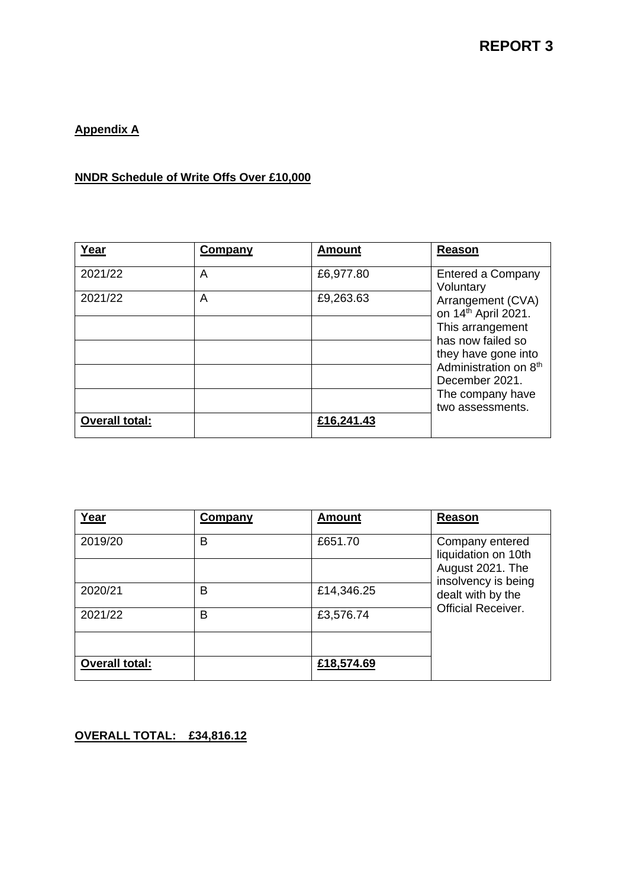**REPORT 3**

**Appendix A**

**NNDR Schedule of Write Offs Over £10,000**

| Year | Company | Amount | Reason |
|---|---|---|---|
| 2021/22 | A | £6,977.80 | Entered a Company Voluntary Arrangement (CVA) on 14th April 2021. This arrangement has now failed so they have gone into Administration on 8th December 2021. The company have two assessments. |
| 2021/22 | A | £9,263.63 | |
| | | | |
| | | | |
| | | | |
| | | | |
| **Overall total:** | | **£16,241.43** | |

| Year | Company | Amount | Reason |
|---|---|---|---|
| 2019/20 | B | £651.70 | Company entered liquidation on 10th August 2021. The insolvency is being dealt with by the Official Receiver. |
| | | | |
| 2020/21 | B | £14,346.25 | |
| 2021/22 | B | £3,576.74 | |
| | | | |
| **Overall total:** | | **£18,574.69** | |

**OVERALL TOTAL: £34,816.12**